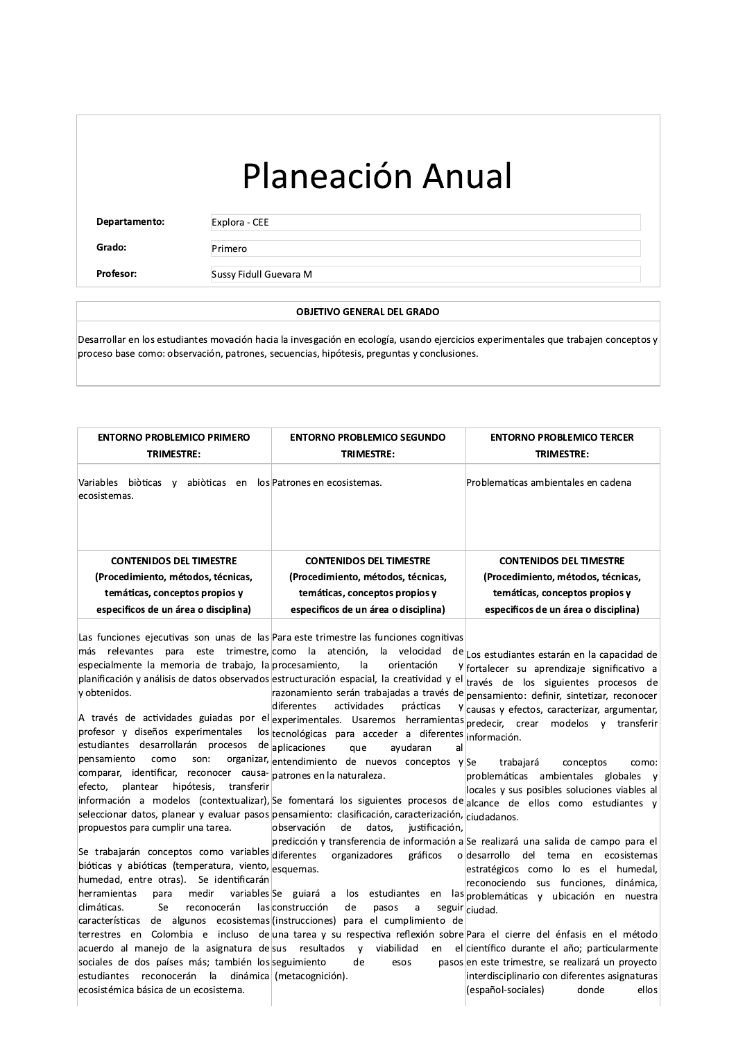# Planeación Anual

| | |
|---|---|
| **Departamento:** | Explora - CEE |
| **Grado:** | Primero |
| **Profesor:** | Sussy Fidull Guevara M |

| OBJETIVO GENERAL DEL GRADO |
|---|
| Desarrollar en los estudiantes movación hacia la invesgación en ecología, usando ejercicios experimentales que trabajen conceptos y proceso base como: observación, patrones, secuencias, hipótesis, preguntas y conclusiones. |

| ENTORNO PROBLEMICO PRIMERO TRIMESTRE: | ENTORNO PROBLEMICO SEGUNDO TRIMESTRE: | ENTORNO PROBLEMICO TERCER TRIMESTRE: |
|---|---|---|
| Variables biòticas y abiòticas en los ecosistemas. | Patrones en ecosistemas. | Problematicas ambientales en cadena |
| **CONTENIDOS DEL TIMESTRE (Procedimiento, métodos, técnicas, temáticas, conceptos propios y especificos de un área o disciplina)** | **CONTENIDOS DEL TIMESTRE (Procedimiento, métodos, técnicas, temáticas, conceptos propios y especificos de un área o disciplina)** | **CONTENIDOS DEL TIMESTRE (Procedimiento, métodos, técnicas, temáticas, conceptos propios y especificos de un área o disciplina)** |
| Las funciones ejecutivas son unas de las más relevantes para este trimestre, especialmente la memoria de trabajo, la planificación y análisis de datos observados y obtenidos.<br><br>A través de actividades guiadas por el profesor y diseños experimentales los estudiantes desarrollarán procesos de pensamiento como son: organizar, comparar, identificar, reconocer causa-efecto, plantear hipótesis, transferir información a modelos (contextualizar), seleccionar datos, planear y evaluar pasos propuestos para cumplir una tarea.<br><br>Se trabajarán conceptos como variables bióticas y abióticas (temperatura, viento, humedad, entre otras). Se identificarán herramientas para medir variables climáticas. Se reconocerán las características de algunos ecosistemas terrestres en Colombia e incluso de acuerdo al manejo de la asignatura de sociales de dos países más; también los estudiantes reconocerán la dinámica ecosistémica básica de un ecosistema. | Para este trimestre las funciones cognitivas como la atención, la velocidad de procesamiento, la orientación y estructuración espacial, la creatividad y el razonamiento serán trabajadas a través de diferentes actividades prácticas y experimentales. Usaremos herramientas tecnológicas para acceder a diferentes aplicaciones que ayudaran al entendimiento de nuevos conceptos y patrones en la naturaleza.<br><br>Se fomentará los siguientes procesos de pensamiento: clasificación, caracterización, observación de datos, justificación, predicción y transferencia de información a diferentes organizadores gráficos o esquemas.<br><br>Se guiará a los estudiantes en las construcción de pasos a seguir (instrucciones) para el cumplimiento de una tarea y su respectiva reflexión sobre sus resultados y viabilidad en el seguimiento de esos pasos (metacognición). | Los estudiantes estarán en la capacidad de fortalecer su aprendizaje significativo a través de los siguientes procesos de pensamiento: definir, sintetizar, reconocer causas y efectos, caracterizar, argumentar, predecir, crear modelos y transferir información.<br><br>Se trabajará conceptos como: problemáticas ambientales globales y locales y sus posibles soluciones viables al alcance de ellos como estudiantes y ciudadanos.<br><br>Se realizará una salida de campo para el desarrollo del tema en ecosistemas estratégicos como lo es el humedal, reconociendo sus funciones, dinámica, problemáticas y ubicación en nuestra ciudad.<br><br>Para el cierre del énfasis en el método científico durante el año; particularmente en este trimestre, se realizará un proyecto interdisciplinario con diferentes asignaturas (español-sociales) donde ellos |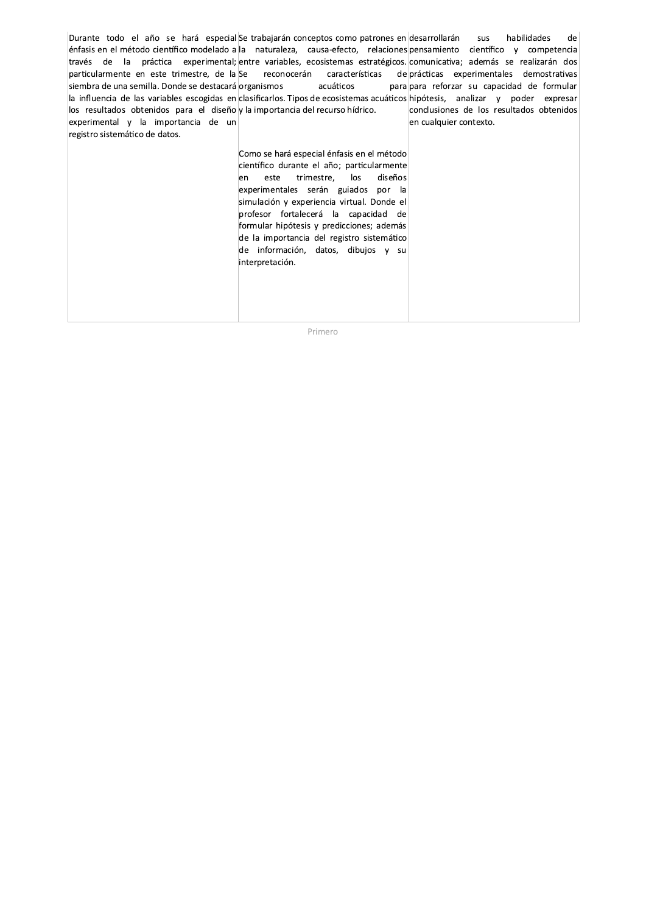| | | |
|---|---|---|
| Durante todo el año se hará especial énfasis en el método científico modelado a través de la práctica experimental; particularmente en este trimestre, de la siembra de una semilla. Donde se destacará la influencia de las variables escogidas en los resultados obtenidos para el diseño experimental y la importancia de un registro sistemático de datos. | Se trabajarán conceptos como patrones en la naturaleza, causa-efecto, relaciones entre variables, ecosistemas estratégicos. Se reconocerán características de organismos acuáticos para clasificarlos. Tipos de ecosistemas acuáticos y la importancia del recurso hídrico.<br><br>Como se hará especial énfasis en el método científico durante el año; particularmente en este trimestre, los diseños experimentales serán guiados por la simulación y experiencia virtual. Donde el profesor fortalecerá la capacidad de formular hipótesis y predicciones; además de la importancia del registro sistemático de información, datos, dibujos y su interpretación. | desarrollarán sus habilidades de pensamiento científico y competencia comunicativa; además se realizarán dos prácticas experimentales demostrativas para reforzar su capacidad de formular hipótesis, analizar y poder expresar conclusiones de los resultados obtenidos en cualquier contexto. |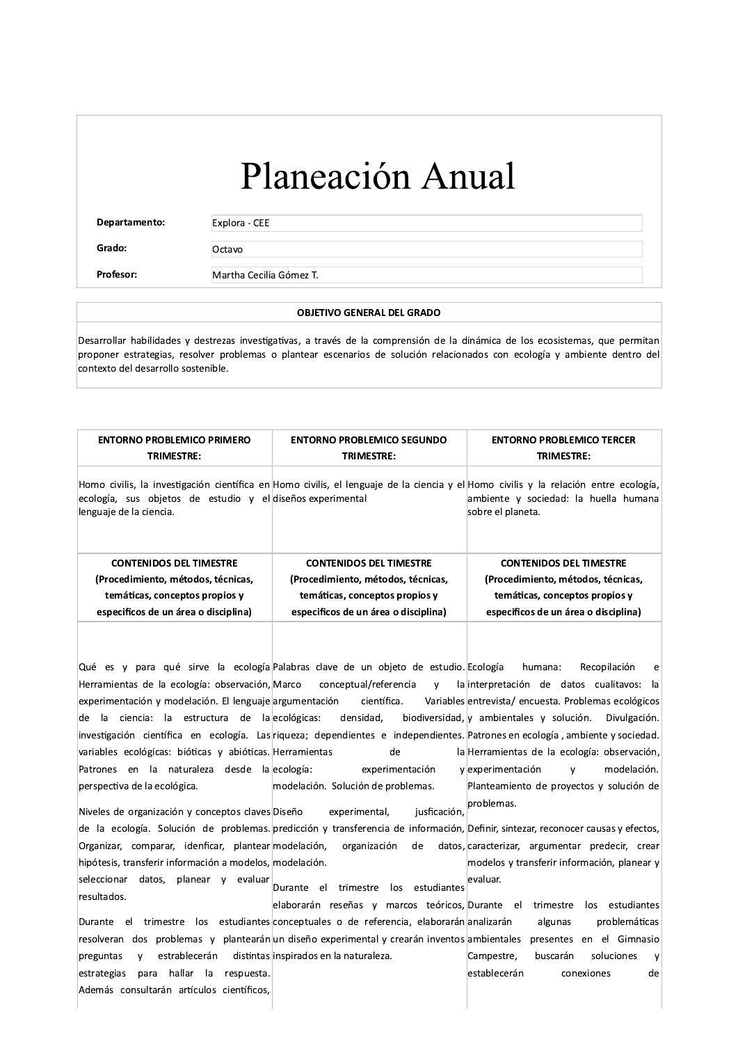# Planeación Anual

| | |
|---|---|
| **Departamento:** | Explora - CEE |
| **Grado:** | Octavo |
| **Profesor:** | Martha Cecilia Gómez T. |

| OBJETIVO GENERAL DEL GRADO |
|---|
| Desarrollar habilidades y destrezas investigativas, a través de la comprensión de la dinámica de los ecosistemas, que permitan proponer estrategias, resolver problemas o plantear escenarios de solución relacionados con ecología y ambiente dentro del contexto del desarrollo sostenible. |

| ENTORNO PROBLEMICO PRIMERO TRIMESTRE: | ENTORNO PROBLEMICO SEGUNDO TRIMESTRE: | ENTORNO PROBLEMICO TERCER TRIMESTRE: |
|---|---|---|
| Homo civilis, la investigación científica en ecología, sus objetos de estudio y el lenguaje de la ciencia. | Homo civilis, el lenguaje de la ciencia y el diseños experimental | Homo civilis y la relación entre ecología, ambiente y sociedad: la huella humana sobre el planeta. |
| **CONTENIDOS DEL TIMESTRE (Procedimiento, métodos, técnicas, temáticas, conceptos propios y especificos de un área o disciplina)** | **CONTENIDOS DEL TIMESTRE (Procedimiento, métodos, técnicas, temáticas, conceptos propios y especificos de un área o disciplina)** | **CONTENIDOS DEL TIMESTRE (Procedimiento, métodos, técnicas, temáticas, conceptos propios y especificos de un área o disciplina)** |
| Qué es y para qué sirve la ecología Herramientas de la ecología: observación, experimentación y modelación. El lenguaje de la ciencia: la estructura de la investigación científica en ecología. Las variables ecológicas: bióticas y abióticas. Patrones en la naturaleza desde la perspectiva de la ecológica.<br><br>Niveles de organización y conceptos claves de la ecología. Solución de problemas. Organizar, comparar, idenficar, plantear hipótesis, transferir información a modelos, seleccionar datos, planear y evaluar resultados.<br><br>Durante el trimestre los estudiantes resolveran dos problemas y plantearán preguntas y estrablecerán distintas estrategias para hallar la respuesta. Además consultarán artículos científicos, | Palabras clave de un objeto de estudio. Marco conceptual/referencia y la argumentación científica. Variables ecológicas: densidad, biodiversidad, riqueza; dependientes e independientes. Herramientas de la ecología: experimentación y modelación. Solución de problemas.<br><br>Diseño experimental, jusficación, predicción y transferencia de información, modelación, organización de datos, modelación.<br><br>Durante el trimestre los estudiantes elaborarán reseñas y marcos teóricos, conceptuales o de referencia, elaborarán un diseño experimental y crearán inventos inspirados en la naturaleza. | Ecología humana: Recopilación e interpretación de datos cualitavos: la entrevista/ encuesta. Problemas ecológicos y ambientales y solución. Divulgación. Patrones en ecología , ambiente y sociedad. Herramientas de la ecología: observación, experimentación y modelación. Planteamiento de proyectos y solución de problemas.<br><br>Definir, sintezar, reconocer causas y efectos, caracterizar, argumentar predecir, crear modelos y transferir información, planear y evaluar.<br><br>Durante el trimestre los estudiantes analizarán algunas problemáticas ambientales presentes en el Gimnasio Campestre, buscarán soluciones y establecerán conexiones de |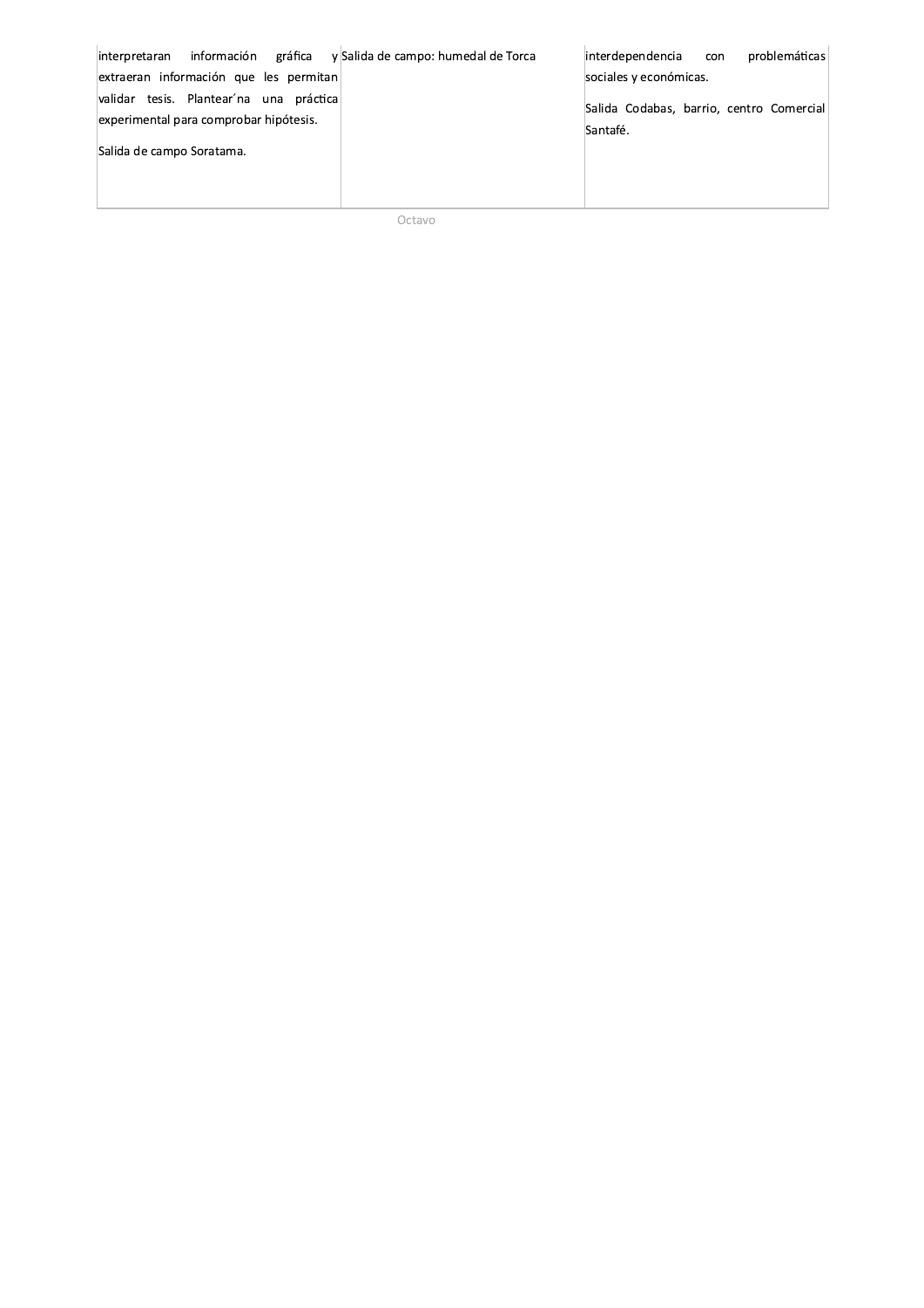| | | |
|---|---|---|
| interpretaran información gráfica y extraeran información que les permitan validar tesis. Plantear´na una práctica experimental para comprobar hipótesis.<br><br>Salida de campo Soratama. | Salida de campo: humedal de Torca | interdependencia con problemáticas sociales y económicas.<br><br>Salida Codabas, barrio, centro Comercial Santafé. |

Octavo